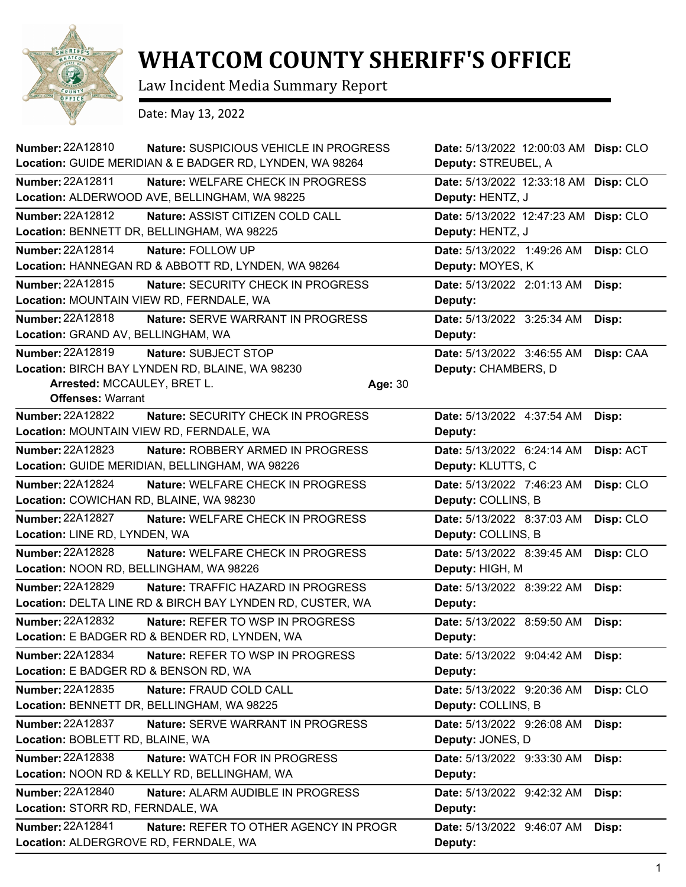# WHATCOM COUNTY SHERIFF'S OFFICE

Law Incident Media Summary Report

Date: May 13, 2022

---

**Number:** 22A12810 **Nature:** SUSPICIOUS VEHICLE IN PROGRESS **Date:** 5/13/2022 12:00:03 AM **Disp:** CLO
**Location:** GUIDE MERIDIAN & E BADGER RD, LYNDEN, WA 98264 **Deputy:** STREUBEL, A

---

**Number:** 22A12811 **Nature:** WELFARE CHECK IN PROGRESS **Date:** 5/13/2022 12:33:18 AM **Disp:** CLO
**Location:** ALDERWOOD AVE, BELLINGHAM, WA 98225 **Deputy:** HENTZ, J

---

**Number:** 22A12812 **Nature:** ASSIST CITIZEN COLD CALL **Date:** 5/13/2022 12:47:23 AM **Disp:** CLO
**Location:** BENNETT DR, BELLINGHAM, WA 98225 **Deputy:** HENTZ, J

---

**Number:** 22A12814 **Nature:** FOLLOW UP **Date:** 5/13/2022 1:49:26 AM **Disp:** CLO
**Location:** HANNEGAN RD & ABBOTT RD, LYNDEN, WA 98264 **Deputy:** MOYES, K

---

**Number:** 22A12815 **Nature:** SECURITY CHECK IN PROGRESS **Date:** 5/13/2022 2:01:13 AM **Disp:**
**Location:** MOUNTAIN VIEW RD, FERNDALE, WA **Deputy:**

---

**Number:** 22A12818 **Nature:** SERVE WARRANT IN PROGRESS **Date:** 5/13/2022 3:25:34 AM **Disp:**
**Location:** GRAND AV, BELLINGHAM, WA **Deputy:**

---

**Number:** 22A12819 **Nature:** SUBJECT STOP **Date:** 5/13/2022 3:46:55 AM **Disp:** CAA
**Location:** BIRCH BAY LYNDEN RD, BLAINE, WA 98230 **Deputy:** CHAMBERS, D
**Arrested:** MCCAULEY, BRET L. **Age:** 30
**Offenses:** Warrant

---

**Number:** 22A12822 **Nature:** SECURITY CHECK IN PROGRESS **Date:** 5/13/2022 4:37:54 AM **Disp:**
**Location:** MOUNTAIN VIEW RD, FERNDALE, WA **Deputy:**

---

**Number:** 22A12823 **Nature:** ROBBERY ARMED IN PROGRESS **Date:** 5/13/2022 6:24:14 AM **Disp:** ACT
**Location:** GUIDE MERIDIAN, BELLINGHAM, WA 98226 **Deputy:** KLUTTS, C

---

**Number:** 22A12824 **Nature:** WELFARE CHECK IN PROGRESS **Date:** 5/13/2022 7:46:23 AM **Disp:** CLO
**Location:** COWICHAN RD, BLAINE, WA 98230 **Deputy:** COLLINS, B

---

**Number:** 22A12827 **Nature:** WELFARE CHECK IN PROGRESS **Date:** 5/13/2022 8:37:03 AM **Disp:** CLO
**Location:** LINE RD, LYNDEN, WA **Deputy:** COLLINS, B

---

**Number:** 22A12828 **Nature:** WELFARE CHECK IN PROGRESS **Date:** 5/13/2022 8:39:45 AM **Disp:** CLO
**Location:** NOON RD, BELLINGHAM, WA 98226 **Deputy:** HIGH, M

---

**Number:** 22A12829 **Nature:** TRAFFIC HAZARD IN PROGRESS **Date:** 5/13/2022 8:39:22 AM **Disp:**
**Location:** DELTA LINE RD & BIRCH BAY LYNDEN RD, CUSTER, WA **Deputy:**

---

**Number:** 22A12832 **Nature:** REFER TO WSP IN PROGRESS **Date:** 5/13/2022 8:59:50 AM **Disp:**
**Location:** E BADGER RD & BENDER RD, LYNDEN, WA **Deputy:**

---

**Number:** 22A12834 **Nature:** REFER TO WSP IN PROGRESS **Date:** 5/13/2022 9:04:42 AM **Disp:**
**Location:** E BADGER RD & BENSON RD, WA **Deputy:**

---

**Number:** 22A12835 **Nature:** FRAUD COLD CALL **Date:** 5/13/2022 9:20:36 AM **Disp:** CLO
**Location:** BENNETT DR, BELLINGHAM, WA 98225 **Deputy:** COLLINS, B

---

**Number:** 22A12837 **Nature:** SERVE WARRANT IN PROGRESS **Date:** 5/13/2022 9:26:08 AM **Disp:**
**Location:** BOBLETT RD, BLAINE, WA **Deputy:** JONES, D

---

**Number:** 22A12838 **Nature:** WATCH FOR IN PROGRESS **Date:** 5/13/2022 9:33:30 AM **Disp:**
**Location:** NOON RD & KELLY RD, BELLINGHAM, WA **Deputy:**

---

**Number:** 22A12840 **Nature:** ALARM AUDIBLE IN PROGRESS **Date:** 5/13/2022 9:42:32 AM **Disp:**
**Location:** STORR RD, FERNDALE, WA **Deputy:**

---

**Number:** 22A12841 **Nature:** REFER TO OTHER AGENCY IN PROGR **Date:** 5/13/2022 9:46:07 AM **Disp:**
**Location:** ALDERGROVE RD, FERNDALE, WA **Deputy:**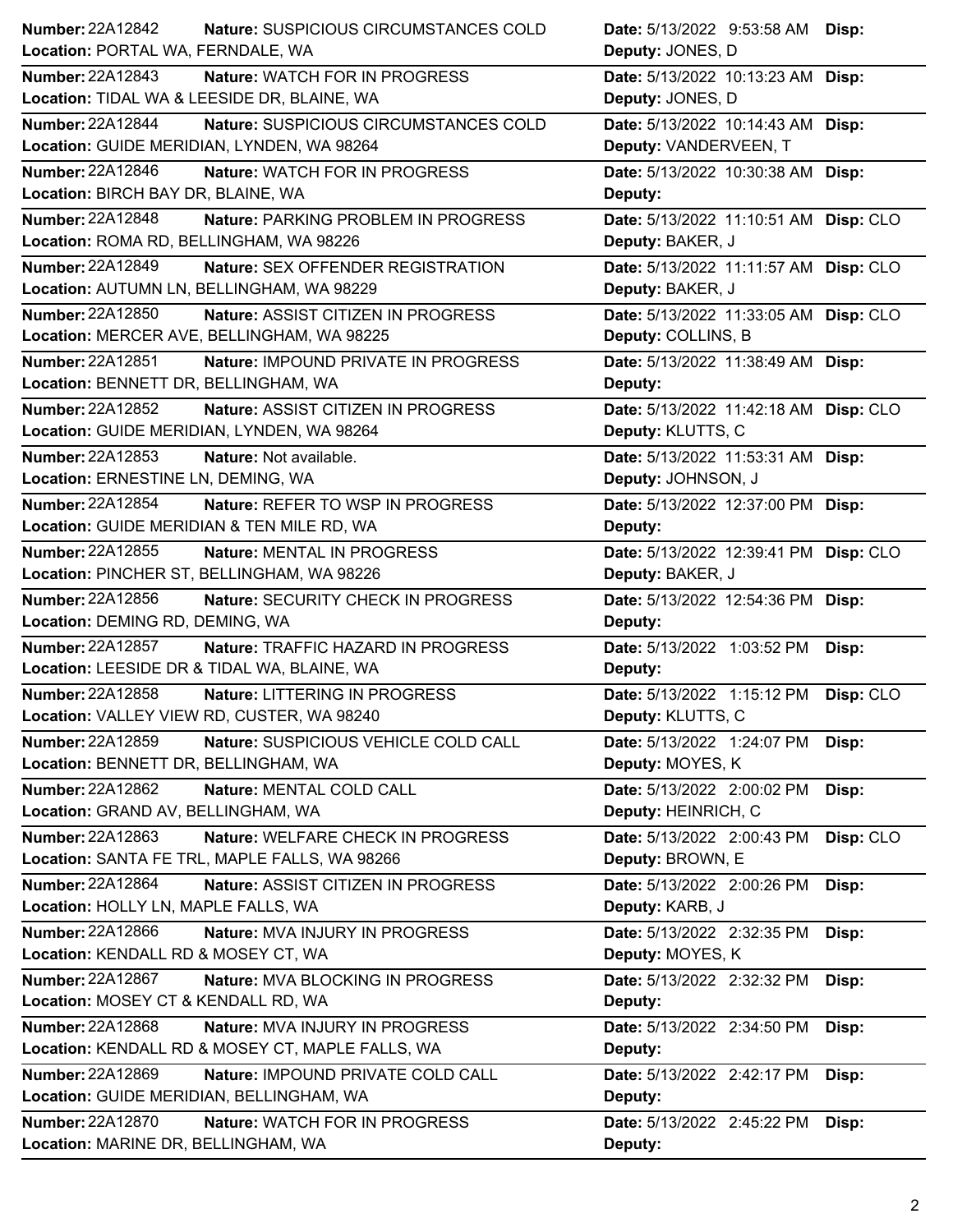| Number | Nature | Date | Disp | Location | Deputy |
|---|---|---|---|---|---|
| 22A12842 | SUSPICIOUS CIRCUMSTANCES COLD | 5/13/2022 9:53:58 AM | | PORTAL WA, FERNDALE, WA | JONES, D |
| 22A12843 | WATCH FOR IN PROGRESS | 5/13/2022 10:13:23 AM | | TIDAL WA & LEESIDE DR, BLAINE, WA | JONES, D |
| 22A12844 | SUSPICIOUS CIRCUMSTANCES COLD | 5/13/2022 10:14:43 AM | | GUIDE MERIDIAN, LYNDEN, WA 98264 | VANDERVEEN, T |
| 22A12846 | WATCH FOR IN PROGRESS | 5/13/2022 10:30:38 AM | | BIRCH BAY DR, BLAINE, WA | |
| 22A12848 | PARKING PROBLEM IN PROGRESS | 5/13/2022 11:10:51 AM | CLO | ROMA RD, BELLINGHAM, WA 98226 | BAKER, J |
| 22A12849 | SEX OFFENDER REGISTRATION | 5/13/2022 11:11:57 AM | CLO | AUTUMN LN, BELLINGHAM, WA 98229 | BAKER, J |
| 22A12850 | ASSIST CITIZEN IN PROGRESS | 5/13/2022 11:33:05 AM | CLO | MERCER AVE, BELLINGHAM, WA 98225 | COLLINS, B |
| 22A12851 | IMPOUND PRIVATE IN PROGRESS | 5/13/2022 11:38:49 AM | | BENNETT DR, BELLINGHAM, WA | |
| 22A12852 | ASSIST CITIZEN IN PROGRESS | 5/13/2022 11:42:18 AM | CLO | GUIDE MERIDIAN, LYNDEN, WA 98264 | KLUTTS, C |
| 22A12853 | Not available. | 5/13/2022 11:53:31 AM | | ERNESTINE LN, DEMING, WA | JOHNSON, J |
| 22A12854 | REFER TO WSP IN PROGRESS | 5/13/2022 12:37:00 PM | | GUIDE MERIDIAN & TEN MILE RD, WA | |
| 22A12855 | MENTAL IN PROGRESS | 5/13/2022 12:39:41 PM | CLO | PINCHER ST, BELLINGHAM, WA 98226 | BAKER, J |
| 22A12856 | SECURITY CHECK IN PROGRESS | 5/13/2022 12:54:36 PM | | DEMING RD, DEMING, WA | |
| 22A12857 | TRAFFIC HAZARD IN PROGRESS | 5/13/2022 1:03:52 PM | | LEESIDE DR & TIDAL WA, BLAINE, WA | |
| 22A12858 | LITTERING IN PROGRESS | 5/13/2022 1:15:12 PM | CLO | VALLEY VIEW RD, CUSTER, WA 98240 | KLUTTS, C |
| 22A12859 | SUSPICIOUS VEHICLE COLD CALL | 5/13/2022 1:24:07 PM | | BENNETT DR, BELLINGHAM, WA | MOYES, K |
| 22A12862 | MENTAL COLD CALL | 5/13/2022 2:00:02 PM | | GRAND AV, BELLINGHAM, WA | HEINRICH, C |
| 22A12863 | WELFARE CHECK IN PROGRESS | 5/13/2022 2:00:43 PM | CLO | SANTA FE TRL, MAPLE FALLS, WA 98266 | BROWN, E |
| 22A12864 | ASSIST CITIZEN IN PROGRESS | 5/13/2022 2:00:26 PM | | HOLLY LN, MAPLE FALLS, WA | KARB, J |
| 22A12866 | MVA INJURY IN PROGRESS | 5/13/2022 2:32:35 PM | | KENDALL RD & MOSEY CT, WA | MOYES, K |
| 22A12867 | MVA BLOCKING IN PROGRESS | 5/13/2022 2:32:32 PM | | MOSEY CT & KENDALL RD, WA | |
| 22A12868 | MVA INJURY IN PROGRESS | 5/13/2022 2:34:50 PM | | KENDALL RD & MOSEY CT, MAPLE FALLS, WA | |
| 22A12869 | IMPOUND PRIVATE COLD CALL | 5/13/2022 2:42:17 PM | | GUIDE MERIDIAN, BELLINGHAM, WA | |
| 22A12870 | WATCH FOR IN PROGRESS | 5/13/2022 2:45:22 PM | | MARINE DR, BELLINGHAM, WA | |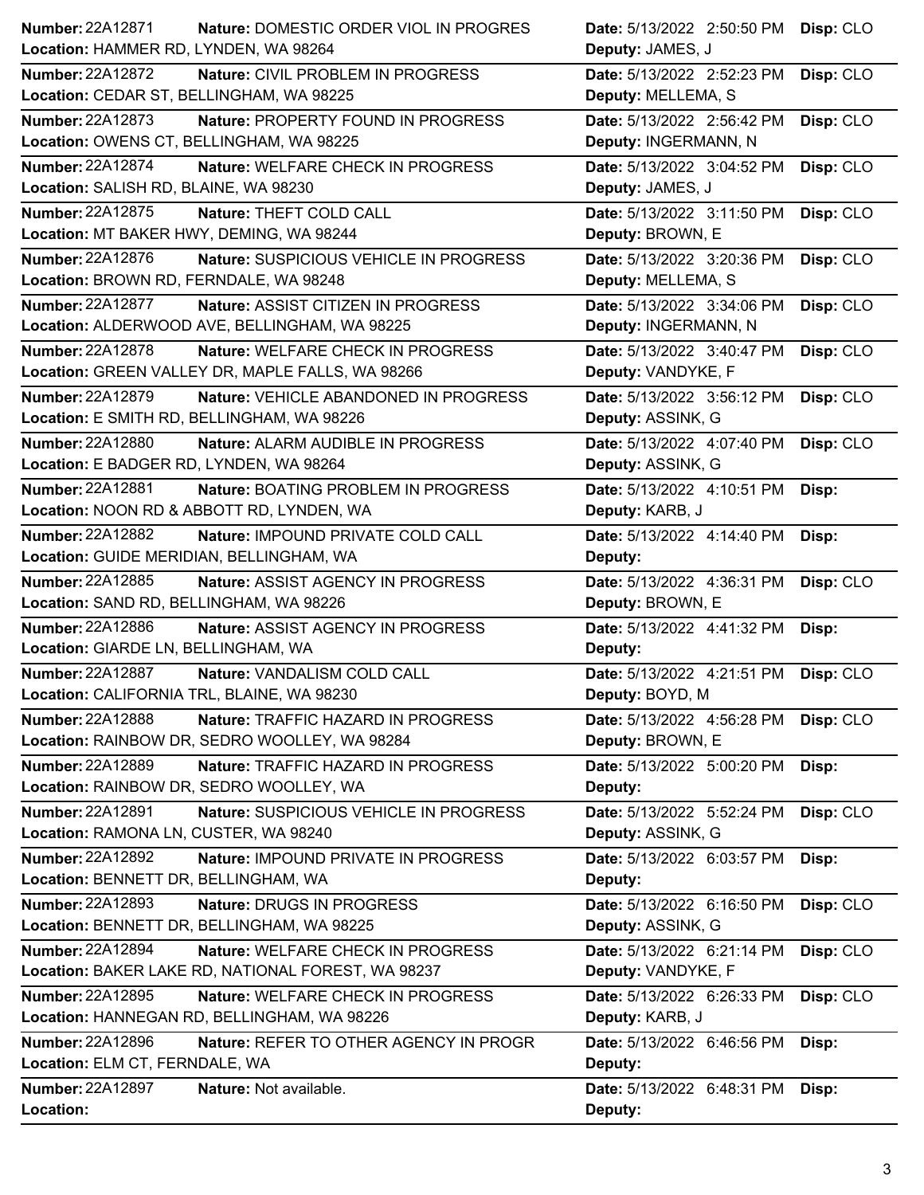| Number | Nature | Location | Date | Deputy | Disp |
|---|---|---|---|---|---|
| 22A12871 | DOMESTIC ORDER VIOL IN PROGRES | HAMMER RD, LYNDEN, WA 98264 | 5/13/2022 2:50:50 PM | JAMES, J | CLO |
| 22A12872 | CIVIL PROBLEM IN PROGRESS | CEDAR ST, BELLINGHAM, WA 98225 | 5/13/2022 2:52:23 PM | MELLEMA, S | CLO |
| 22A12873 | PROPERTY FOUND IN PROGRESS | OWENS CT, BELLINGHAM, WA 98225 | 5/13/2022 2:56:42 PM | INGERMANN, N | CLO |
| 22A12874 | WELFARE CHECK IN PROGRESS | SALISH RD, BLAINE, WA 98230 | 5/13/2022 3:04:52 PM | JAMES, J | CLO |
| 22A12875 | THEFT COLD CALL | MT BAKER HWY, DEMING, WA 98244 | 5/13/2022 3:11:50 PM | BROWN, E | CLO |
| 22A12876 | SUSPICIOUS VEHICLE IN PROGRESS | BROWN RD, FERNDALE, WA 98248 | 5/13/2022 3:20:36 PM | MELLEMA, S | CLO |
| 22A12877 | ASSIST CITIZEN IN PROGRESS | ALDERWOOD AVE, BELLINGHAM, WA 98225 | 5/13/2022 3:34:06 PM | INGERMANN, N | CLO |
| 22A12878 | WELFARE CHECK IN PROGRESS | GREEN VALLEY DR, MAPLE FALLS, WA 98266 | 5/13/2022 3:40:47 PM | VANDYKE, F | CLO |
| 22A12879 | VEHICLE ABANDONED IN PROGRESS | E SMITH RD, BELLINGHAM, WA 98226 | 5/13/2022 3:56:12 PM | ASSINK, G | CLO |
| 22A12880 | ALARM AUDIBLE IN PROGRESS | E BADGER RD, LYNDEN, WA 98264 | 5/13/2022 4:07:40 PM | ASSINK, G | CLO |
| 22A12881 | BOATING PROBLEM IN PROGRESS | NOON RD & ABBOTT RD, LYNDEN, WA | 5/13/2022 4:10:51 PM | KARB, J | |
| 22A12882 | IMPOUND PRIVATE COLD CALL | GUIDE MERIDIAN, BELLINGHAM, WA | 5/13/2022 4:14:40 PM | | |
| 22A12885 | ASSIST AGENCY IN PROGRESS | SAND RD, BELLINGHAM, WA 98226 | 5/13/2022 4:36:31 PM | BROWN, E | CLO |
| 22A12886 | ASSIST AGENCY IN PROGRESS | GIARDE LN, BELLINGHAM, WA | 5/13/2022 4:41:32 PM | | |
| 22A12887 | VANDALISM COLD CALL | CALIFORNIA TRL, BLAINE, WA 98230 | 5/13/2022 4:21:51 PM | BOYD, M | CLO |
| 22A12888 | TRAFFIC HAZARD IN PROGRESS | RAINBOW DR, SEDRO WOOLLEY, WA 98284 | 5/13/2022 4:56:28 PM | BROWN, E | CLO |
| 22A12889 | TRAFFIC HAZARD IN PROGRESS | RAINBOW DR, SEDRO WOOLLEY, WA | 5/13/2022 5:00:20 PM | | |
| 22A12891 | SUSPICIOUS VEHICLE IN PROGRESS | RAMONA LN, CUSTER, WA 98240 | 5/13/2022 5:52:24 PM | ASSINK, G | CLO |
| 22A12892 | IMPOUND PRIVATE IN PROGRESS | BENNETT DR, BELLINGHAM, WA | 5/13/2022 6:03:57 PM | | |
| 22A12893 | DRUGS IN PROGRESS | BENNETT DR, BELLINGHAM, WA 98225 | 5/13/2022 6:16:50 PM | ASSINK, G | CLO |
| 22A12894 | WELFARE CHECK IN PROGRESS | BAKER LAKE RD, NATIONAL FOREST, WA 98237 | 5/13/2022 6:21:14 PM | VANDYKE, F | CLO |
| 22A12895 | WELFARE CHECK IN PROGRESS | HANNEGAN RD, BELLINGHAM, WA 98226 | 5/13/2022 6:26:33 PM | KARB, J | CLO |
| 22A12896 | REFER TO OTHER AGENCY IN PROGR | ELM CT, FERNDALE, WA | 5/13/2022 6:46:56 PM | | |
| 22A12897 | Not available. | | 5/13/2022 6:48:31 PM | | |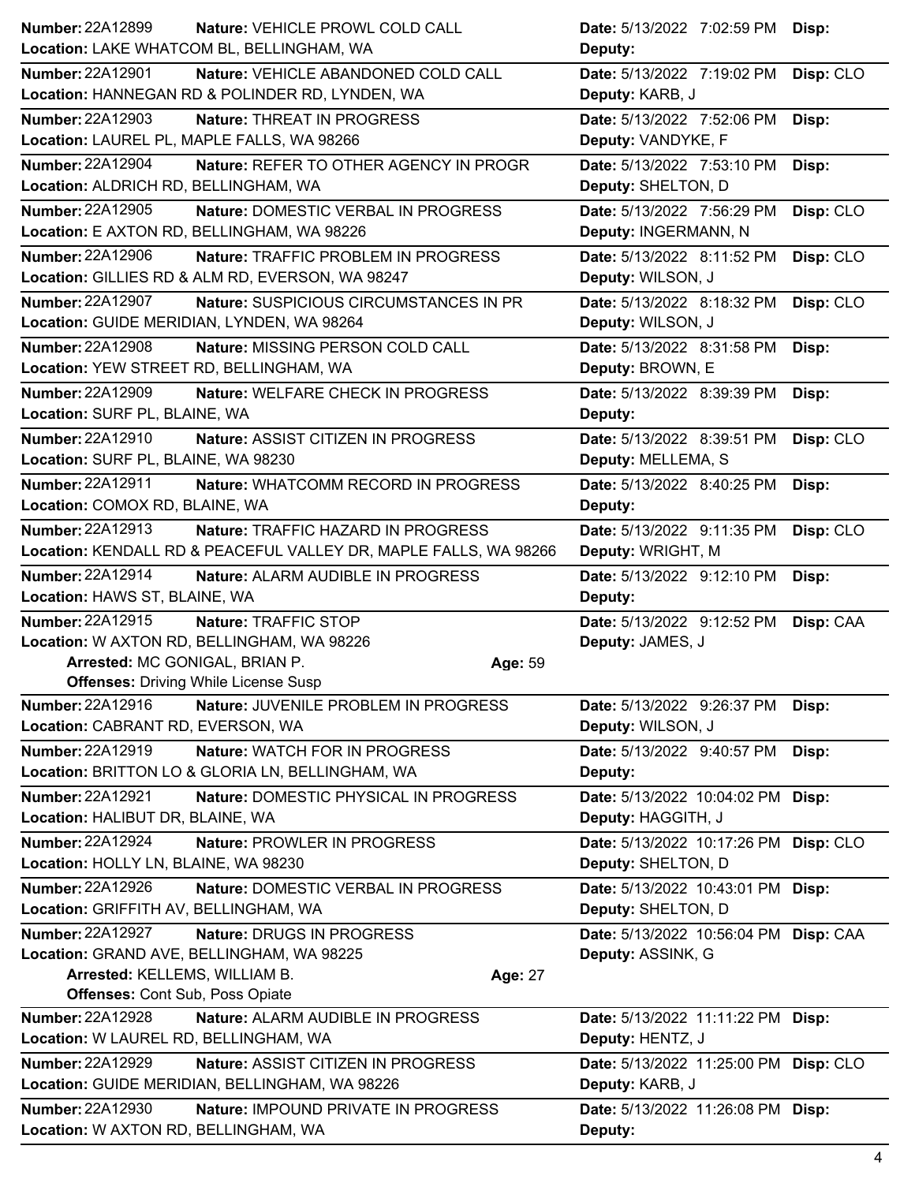**Number:** 22A12899 **Nature:** VEHICLE PROWL COLD CALL **Date:** 5/13/2022 7:02:59 PM **Disp:**
**Location:** LAKE WHATCOM BL, BELLINGHAM, WA **Deputy:**

---

**Number:** 22A12901 **Nature:** VEHICLE ABANDONED COLD CALL **Date:** 5/13/2022 7:19:02 PM **Disp:** CLO
**Location:** HANNEGAN RD & POLINDER RD, LYNDEN, WA **Deputy:** KARB, J

---

**Number:** 22A12903 **Nature:** THREAT IN PROGRESS **Date:** 5/13/2022 7:52:06 PM **Disp:**
**Location:** LAUREL PL, MAPLE FALLS, WA 98266 **Deputy:** VANDYKE, F

---

**Number:** 22A12904 **Nature:** REFER TO OTHER AGENCY IN PROGR **Date:** 5/13/2022 7:53:10 PM **Disp:**
**Location:** ALDRICH RD, BELLINGHAM, WA **Deputy:** SHELTON, D

---

**Number:** 22A12905 **Nature:** DOMESTIC VERBAL IN PROGRESS **Date:** 5/13/2022 7:56:29 PM **Disp:** CLO
**Location:** E AXTON RD, BELLINGHAM, WA 98226 **Deputy:** INGERMANN, N

---

**Number:** 22A12906 **Nature:** TRAFFIC PROBLEM IN PROGRESS **Date:** 5/13/2022 8:11:52 PM **Disp:** CLO
**Location:** GILLIES RD & ALM RD, EVERSON, WA 98247 **Deputy:** WILSON, J

---

**Number:** 22A12907 **Nature:** SUSPICIOUS CIRCUMSTANCES IN PR **Date:** 5/13/2022 8:18:32 PM **Disp:** CLO
**Location:** GUIDE MERIDIAN, LYNDEN, WA 98264 **Deputy:** WILSON, J

---

**Number:** 22A12908 **Nature:** MISSING PERSON COLD CALL **Date:** 5/13/2022 8:31:58 PM **Disp:**
**Location:** YEW STREET RD, BELLINGHAM, WA **Deputy:** BROWN, E

---

**Number:** 22A12909 **Nature:** WELFARE CHECK IN PROGRESS **Date:** 5/13/2022 8:39:39 PM **Disp:**
**Location:** SURF PL, BLAINE, WA **Deputy:**

---

**Number:** 22A12910 **Nature:** ASSIST CITIZEN IN PROGRESS **Date:** 5/13/2022 8:39:51 PM **Disp:** CLO
**Location:** SURF PL, BLAINE, WA 98230 **Deputy:** MELLEMA, S

---

**Number:** 22A12911 **Nature:** WHATCOMM RECORD IN PROGRESS **Date:** 5/13/2022 8:40:25 PM **Disp:**
**Location:** COMOX RD, BLAINE, WA **Deputy:**

---

**Number:** 22A12913 **Nature:** TRAFFIC HAZARD IN PROGRESS **Date:** 5/13/2022 9:11:35 PM **Disp:** CLO
**Location:** KENDALL RD & PEACEFUL VALLEY DR, MAPLE FALLS, WA 98266 **Deputy:** WRIGHT, M

---

**Number:** 22A12914 **Nature:** ALARM AUDIBLE IN PROGRESS **Date:** 5/13/2022 9:12:10 PM **Disp:**
**Location:** HAWS ST, BLAINE, WA **Deputy:**

---

**Number:** 22A12915 **Nature:** TRAFFIC STOP **Date:** 5/13/2022 9:12:52 PM **Disp:** CAA
**Location:** W AXTON RD, BELLINGHAM, WA 98226 **Deputy:** JAMES, J
**Arrested:** MC GONIGAL, BRIAN P. **Age:** 59
**Offenses:** Driving While License Susp

---

**Number:** 22A12916 **Nature:** JUVENILE PROBLEM IN PROGRESS **Date:** 5/13/2022 9:26:37 PM **Disp:**
**Location:** CABRANT RD, EVERSON, WA **Deputy:** WILSON, J

---

**Number:** 22A12919 **Nature:** WATCH FOR IN PROGRESS **Date:** 5/13/2022 9:40:57 PM **Disp:**
**Location:** BRITTON LO & GLORIA LN, BELLINGHAM, WA **Deputy:**

---

**Number:** 22A12921 **Nature:** DOMESTIC PHYSICAL IN PROGRESS **Date:** 5/13/2022 10:04:02 PM **Disp:**
**Location:** HALIBUT DR, BLAINE, WA **Deputy:** HAGGITH, J

---

**Number:** 22A12924 **Nature:** PROWLER IN PROGRESS **Date:** 5/13/2022 10:17:26 PM **Disp:** CLO
**Location:** HOLLY LN, BLAINE, WA 98230 **Deputy:** SHELTON, D

---

**Number:** 22A12926 **Nature:** DOMESTIC VERBAL IN PROGRESS **Date:** 5/13/2022 10:43:01 PM **Disp:**
**Location:** GRIFFITH AV, BELLINGHAM, WA **Deputy:** SHELTON, D

---

**Number:** 22A12927 **Nature:** DRUGS IN PROGRESS **Date:** 5/13/2022 10:56:04 PM **Disp:** CAA
**Location:** GRAND AVE, BELLINGHAM, WA 98225 **Deputy:** ASSINK, G
**Arrested:** KELLEMS, WILLIAM B. **Age:** 27
**Offenses:** Cont Sub, Poss Opiate

---

**Number:** 22A12928 **Nature:** ALARM AUDIBLE IN PROGRESS **Date:** 5/13/2022 11:11:22 PM **Disp:**
**Location:** W LAUREL RD, BELLINGHAM, WA **Deputy:** HENTZ, J

---

**Number:** 22A12929 **Nature:** ASSIST CITIZEN IN PROGRESS **Date:** 5/13/2022 11:25:00 PM **Disp:** CLO
**Location:** GUIDE MERIDIAN, BELLINGHAM, WA 98226 **Deputy:** KARB, J

---

**Number:** 22A12930 **Nature:** IMPOUND PRIVATE IN PROGRESS **Date:** 5/13/2022 11:26:08 PM **Disp:**
**Location:** W AXTON RD, BELLINGHAM, WA **Deputy:**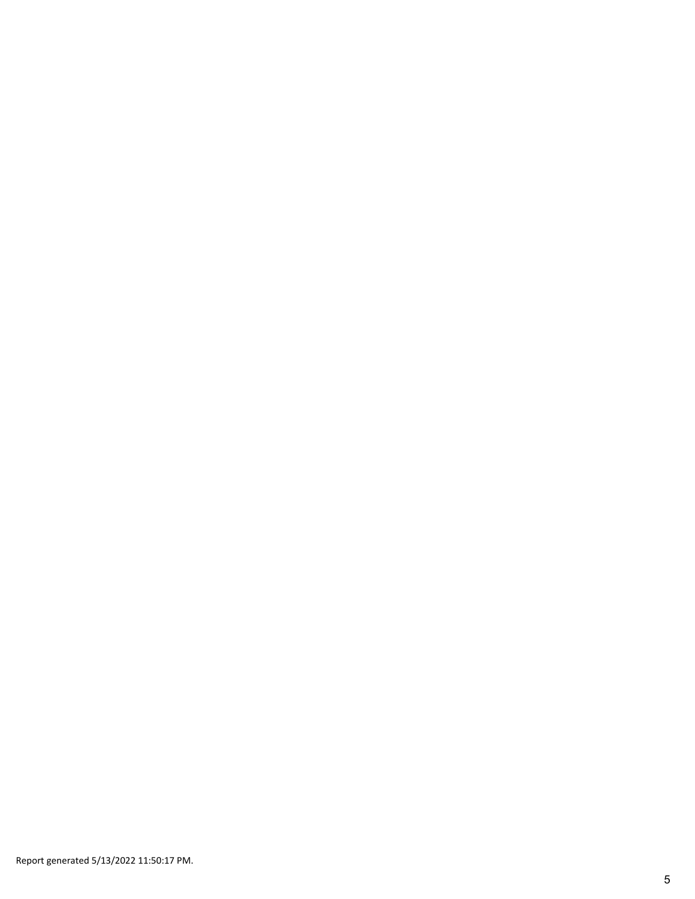Report generated 5/13/2022 11:50:17 PM.